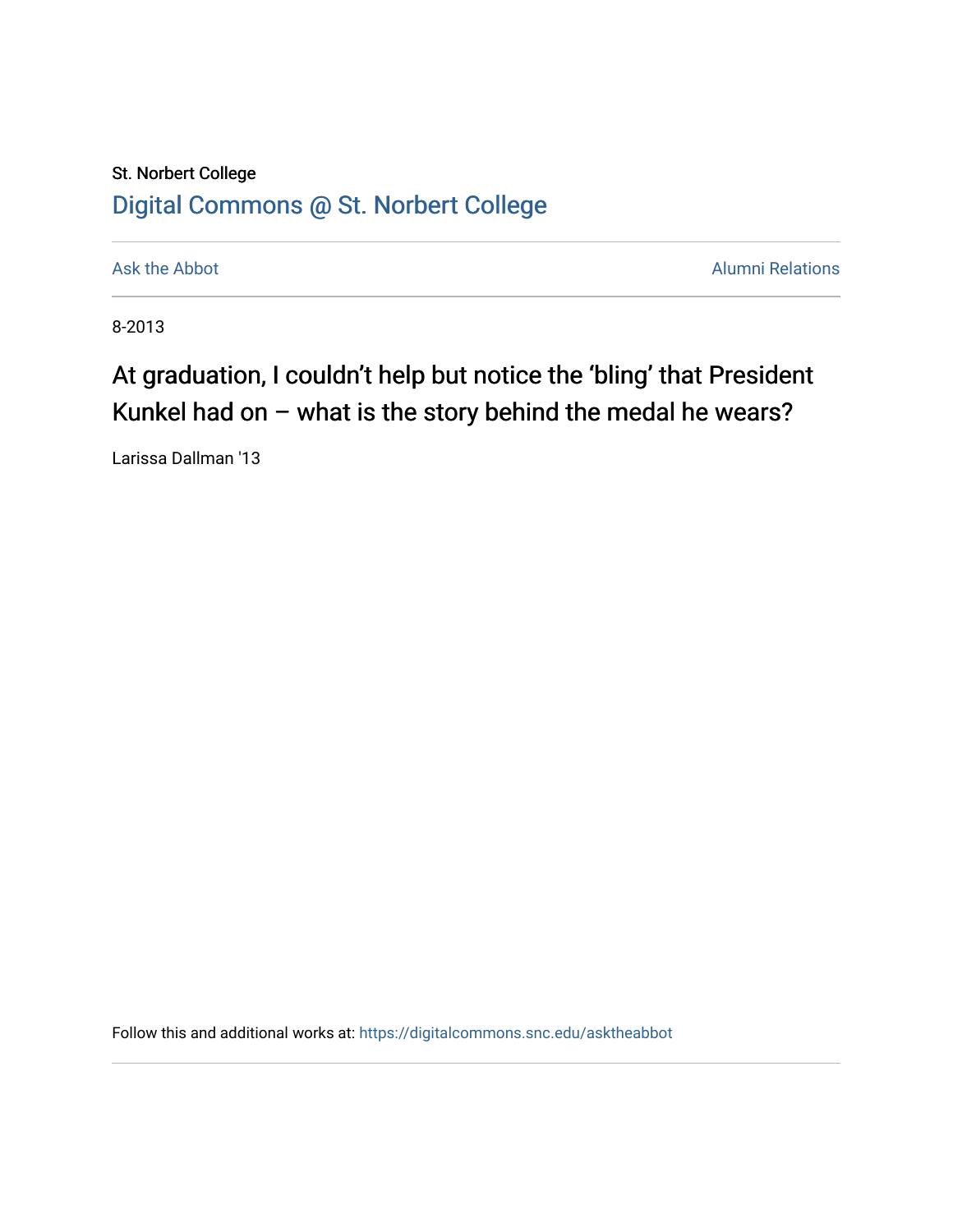St. Norbert College

Digital Commons @ St. Norbert College

Ask the Abbot | Alumni Relations

8-2013

# At graduation, I couldn’t help but notice the ‘bling’ that President Kunkel had on – what is the story behind the medal he wears?

Larissa Dallman '13

Follow this and additional works at: https://digitalcommons.snc.edu/asktheabbot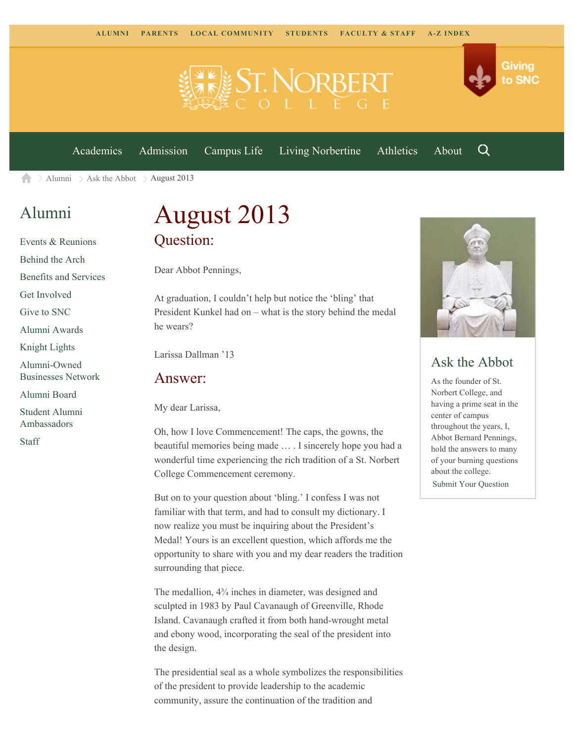ALUMNI PARENTS LOCAL COMMUNITY STUDENTS FACULTY & STAFF A-Z INDEX

Giving to SNC

Academics Admission Campus Life Living Norbertine Athletics About

Alumni > Ask the Abbot > August 2013

## Alumni

- Events & Reunions
- Behind the Arch
- Benefits and Services
- Get Involved
- Give to SNC
- Alumni Awards
- Knight Lights
- Alumni-Owned Businesses Network
- Alumni Board
- Student Alumni Ambassadors
- Staff

# August 2013

## Question:

Dear Abbot Pennings,

At graduation, I couldn't help but notice the 'bling' that President Kunkel had on – what is the story behind the medal he wears?

Larissa Dallman '13

## Answer:

My dear Larissa,

Oh, how I love Commencement! The caps, the gowns, the beautiful memories being made … . I sincerely hope you had a wonderful time experiencing the rich tradition of a St. Norbert College Commencement ceremony.

But on to your question about 'bling.' I confess I was not familiar with that term, and had to consult my dictionary. I now realize you must be inquiring about the President's Medal! Yours is an excellent question, which affords me the opportunity to share with you and my dear readers the tradition surrounding that piece.

The medallion, 4¾ inches in diameter, was designed and sculpted in 1983 by Paul Cavanaugh of Greenville, Rhode Island. Cavanaugh crafted it from both hand-wrought metal and ebony wood, incorporating the seal of the president into the design.

The presidential seal as a whole symbolizes the responsibilities of the president to provide leadership to the academic community, assure the continuation of the tradition and

## Ask the Abbot

As the founder of St. Norbert College, and having a prime seat in the center of campus throughout the years, I, Abbot Bernard Pennings, hold the answers to many of your burning questions about the college.

Submit Your Question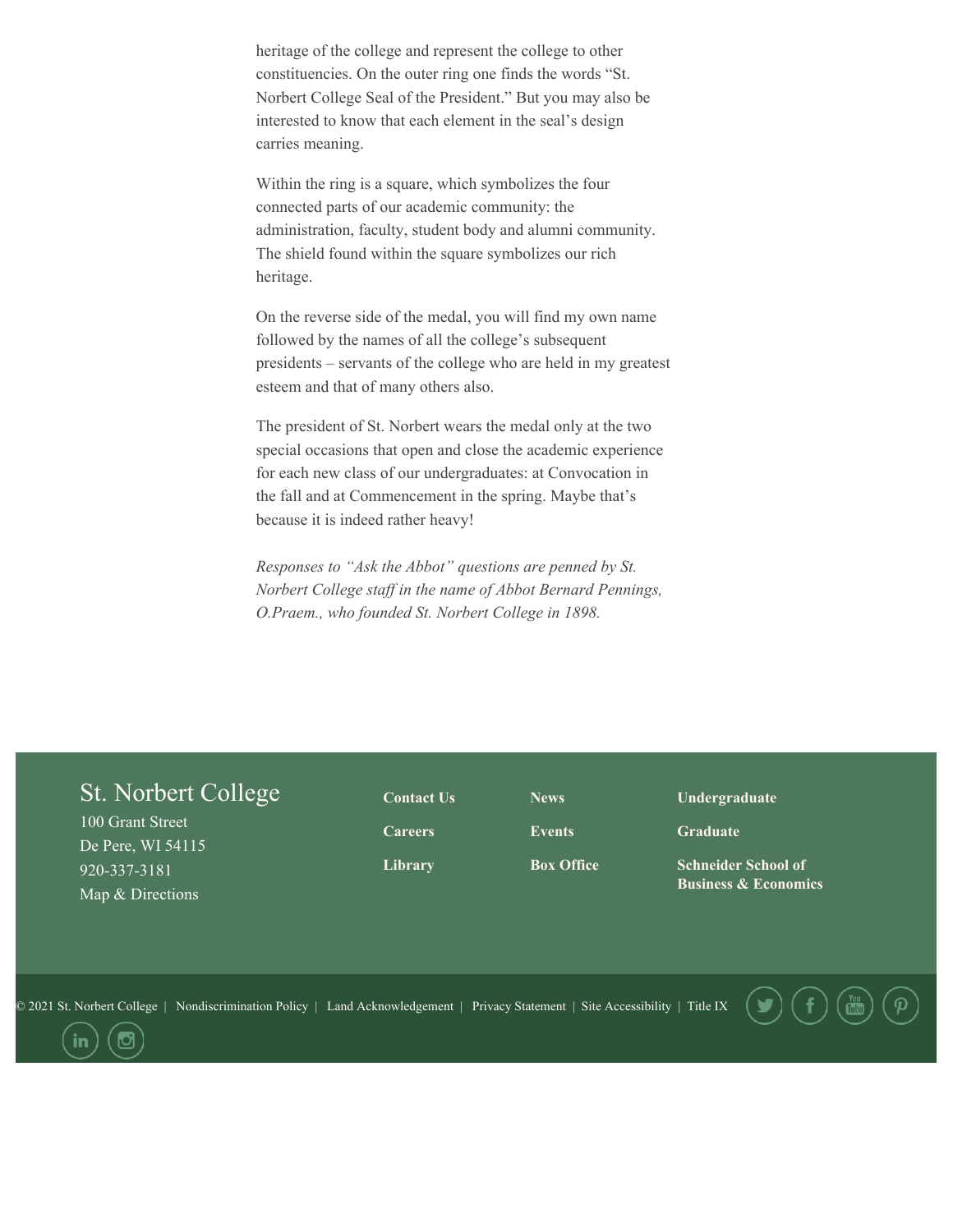heritage of the college and represent the college to other constituencies. On the outer ring one finds the words "St. Norbert College Seal of the President." But you may also be interested to know that each element in the seal's design carries meaning.

Within the ring is a square, which symbolizes the four connected parts of our academic community: the administration, faculty, student body and alumni community. The shield found within the square symbolizes our rich heritage.

On the reverse side of the medal, you will find my own name followed by the names of all the college's subsequent presidents – servants of the college who are held in my greatest esteem and that of many others also.

The president of St. Norbert wears the medal only at the two special occasions that open and close the academic experience for each new class of our undergraduates: at Convocation in the fall and at Commencement in the spring. Maybe that's because it is indeed rather heavy!

*Responses to "Ask the Abbot" questions are penned by St. Norbert College staff in the name of Abbot Bernard Pennings, O.Praem., who founded St. Norbert College in 1898.*

St. Norbert College
100 Grant Street
De Pere, WI 54115
920-337-3181
Map & Directions

**Contact Us**
**Careers**
**Library**

**News**
**Events**
**Box Office**

**Undergraduate**
**Graduate**
**Schneider School of Business & Economics**

© 2021 St. Norbert College | Nondiscrimination Policy | Land Acknowledgement | Privacy Statement | Site Accessibility | Title IX